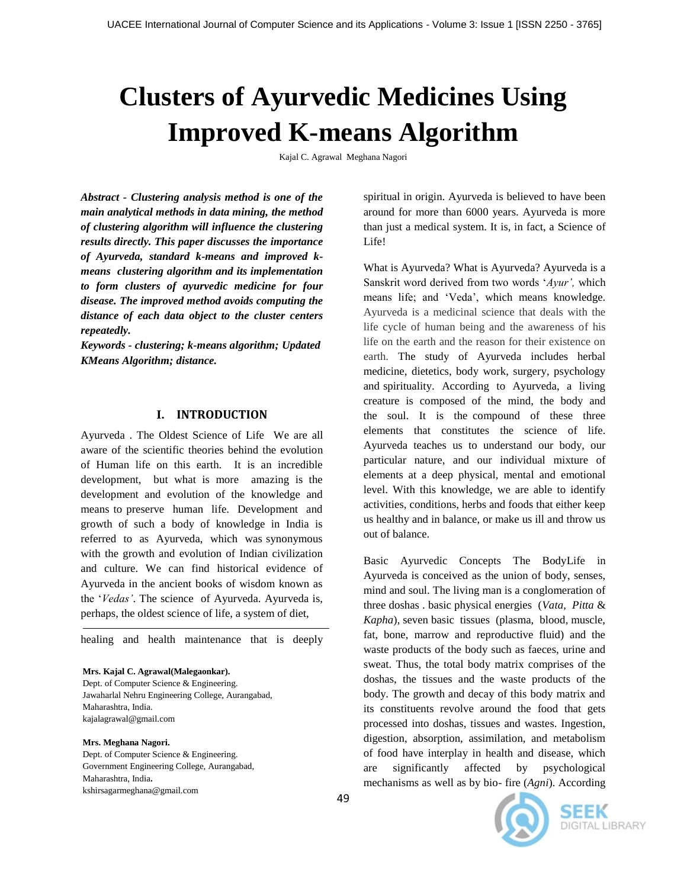# Clusters of Ayurvedic Medicines Using Improved K-means Algorithm

Kajal C. Agrawal Meghana Nagori

***Abstract - Clustering analysis method is one of the main analytical methods in data mining, the method of clustering algorithm will influence the clustering results directly. This paper discusses the importance of Ayurveda, standard k-means and improved k-means clustering algorithm and its implementation to form clusters of ayurvedic medicine for four disease. The improved method avoids computing the distance of each data object to the cluster centers repeatedly.***

***Keywords - clustering; k-means algorithm; Updated KMeans Algorithm; distance.***

## I. INTRODUCTION

Ayurveda . The Oldest Science of Life We are all aware of the scientific theories behind the evolution of Human life on this earth. It is an incredible development, but what is more amazing is the development and evolution of the knowledge and means to preserve human life. Development and growth of such a body of knowledge in India is referred to as Ayurveda, which was synonymous with the growth and evolution of Indian civilization and culture. We can find historical evidence of Ayurveda in the ancient books of wisdom known as the '*Vedas'*. The science of Ayurveda. Ayurveda is, perhaps, the oldest science of life, a system of diet, healing and health maintenance that is deeply spiritual in origin. Ayurveda is believed to have been around for more than 6000 years. Ayurveda is more than just a medical system. It is, in fact, a Science of Life!

What is Ayurveda? What is Ayurveda? Ayurveda is a Sanskrit word derived from two words '*Ayur',* which means life; and 'Veda', which means knowledge. Ayurveda is a medicinal science that deals with the life cycle of human being and the awareness of his life on the earth and the reason for their existence on earth. The study of Ayurveda includes herbal medicine, dietetics, body work, surgery, psychology and spirituality. According to Ayurveda, a living creature is composed of the mind, the body and the soul. It is the compound of these three elements that constitutes the science of life. Ayurveda teaches us to understand our body, our particular nature, and our individual mixture of elements at a deep physical, mental and emotional level. With this knowledge, we are able to identify activities, conditions, herbs and foods that either keep us healthy and in balance, or make us ill and throw us out of balance.

Basic Ayurvedic Concepts The BodyLife in Ayurveda is conceived as the union of body, senses, mind and soul. The living man is a conglomeration of three doshas . basic physical energies (*Vata, Pitta* & *Kapha*), seven basic tissues (plasma, blood, muscle, fat, bone, marrow and reproductive fluid) and the waste products of the body such as faeces, urine and sweat. Thus, the total body matrix comprises of the doshas, the tissues and the waste products of the body. The growth and decay of this body matrix and its constituents revolve around the food that gets processed into doshas, tissues and wastes. Ingestion, digestion, absorption, assimilation, and metabolism of food have interplay in health and disease, which are significantly affected by psychological mechanisms as well as by bio- fire (*Agni*). According

**Mrs. Kajal C. Agrawal(Malegaonkar).**
Dept. of Computer Science & Engineering.
Jawaharlal Nehru Engineering College, Aurangabad,
Maharashtra, India.
kajalagrawal@gmail.com

**Mrs. Meghana Nagori.**
Dept. of Computer Science & Engineering.
Government Engineering College, Aurangabad,
Maharashtra, India.
kshirsagarmeghana@gmail.com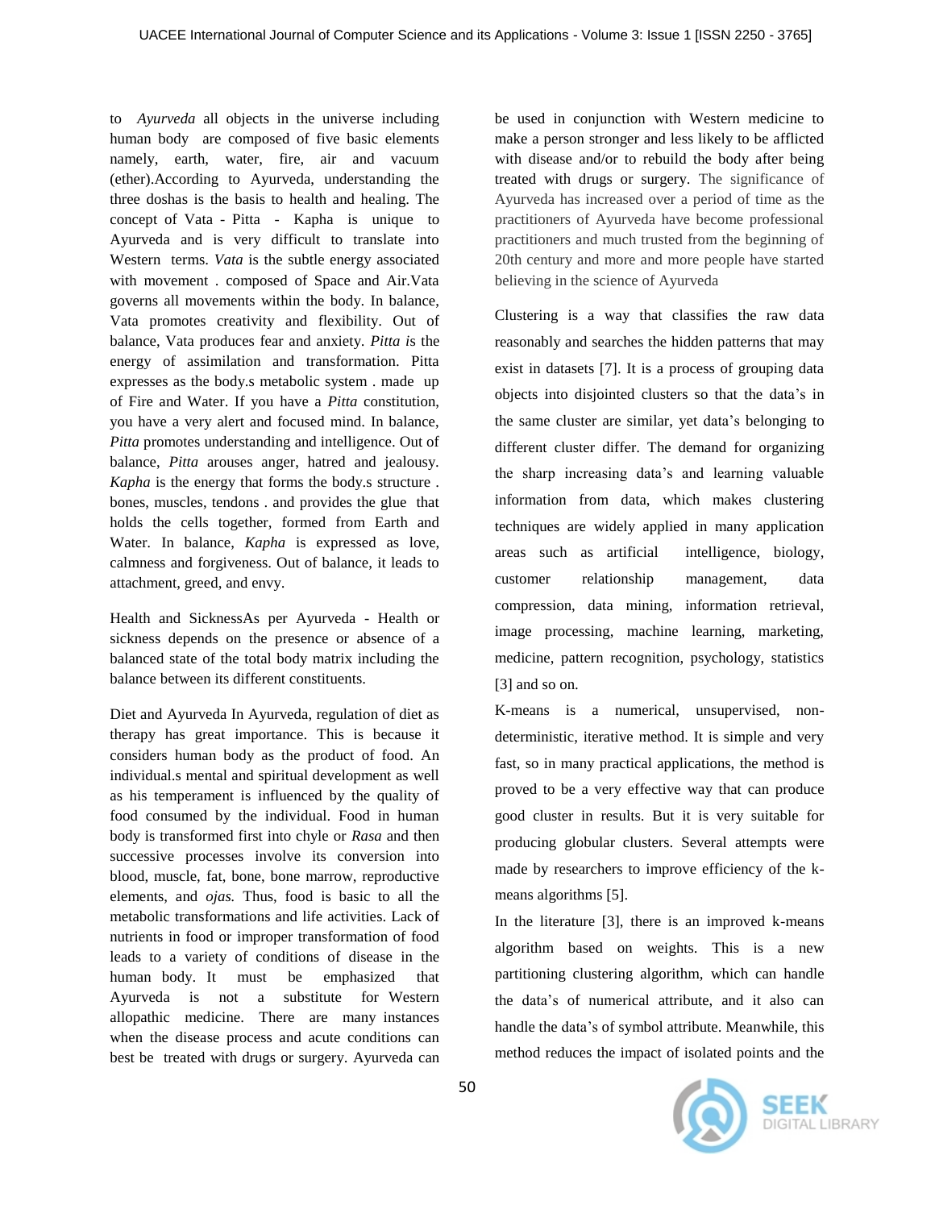to *Ayurveda* all objects in the universe including human body are composed of five basic elements namely, earth, water, fire, air and vacuum (ether).According to Ayurveda, understanding the three doshas is the basis to health and healing. The concept of Vata - Pitta - Kapha is unique to Ayurveda and is very difficult to translate into Western terms. *Vata* is the subtle energy associated with movement . composed of Space and Air.Vata governs all movements within the body. In balance, Vata promotes creativity and flexibility. Out of balance, Vata produces fear and anxiety. *Pitta i*s the energy of assimilation and transformation. Pitta expresses as the body.s metabolic system . made up of Fire and Water. If you have a *Pitta* constitution, you have a very alert and focused mind. In balance, *Pitta* promotes understanding and intelligence. Out of balance, *Pitta* arouses anger, hatred and jealousy. *Kapha* is the energy that forms the body.s structure . bones, muscles, tendons . and provides the glue that holds the cells together, formed from Earth and Water. In balance, *Kapha* is expressed as love, calmness and forgiveness. Out of balance, it leads to attachment, greed, and envy.

Health and SicknessAs per Ayurveda - Health or sickness depends on the presence or absence of a balanced state of the total body matrix including the balance between its different constituents.

Diet and Ayurveda In Ayurveda, regulation of diet as therapy has great importance. This is because it considers human body as the product of food. An individual.s mental and spiritual development as well as his temperament is influenced by the quality of food consumed by the individual. Food in human body is transformed first into chyle or *Rasa* and then successive processes involve its conversion into blood, muscle, fat, bone, bone marrow, reproductive elements, and *ojas.* Thus, food is basic to all the metabolic transformations and life activities. Lack of nutrients in food or improper transformation of food leads to a variety of conditions of disease in the human body. It must be emphasized that Ayurveda is not a substitute for Western allopathic medicine. There are many instances when the disease process and acute conditions can best be treated with drugs or surgery. Ayurveda can be used in conjunction with Western medicine to make a person stronger and less likely to be afflicted with disease and/or to rebuild the body after being treated with drugs or surgery. The significance of Ayurveda has increased over a period of time as the practitioners of Ayurveda have become professional practitioners and much trusted from the beginning of 20th century and more and more people have started believing in the science of Ayurveda

Clustering is a way that classifies the raw data reasonably and searches the hidden patterns that may exist in datasets [7]. It is a process of grouping data objects into disjointed clusters so that the data's in the same cluster are similar, yet data's belonging to different cluster differ. The demand for organizing the sharp increasing data's and learning valuable information from data, which makes clustering techniques are widely applied in many application areas such as artificial intelligence, biology, customer relationship management, data compression, data mining, information retrieval, image processing, machine learning, marketing, medicine, pattern recognition, psychology, statistics [3] and so on.

K-means is a numerical, unsupervised, non-deterministic, iterative method. It is simple and very fast, so in many practical applications, the method is proved to be a very effective way that can produce good cluster in results. But it is very suitable for producing globular clusters. Several attempts were made by researchers to improve efficiency of the k-means algorithms [5].

In the literature [3], there is an improved k-means algorithm based on weights. This is a new partitioning clustering algorithm, which can handle the data's of numerical attribute, and it also can handle the data's of symbol attribute. Meanwhile, this method reduces the impact of isolated points and the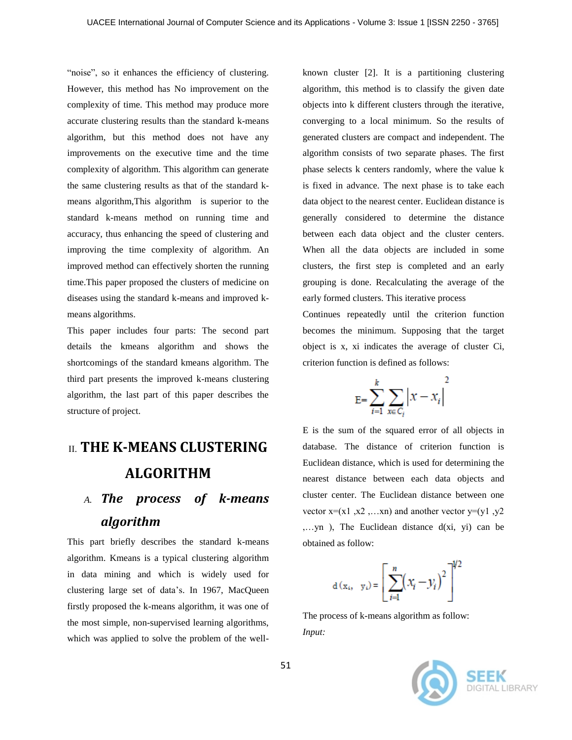"noise", so it enhances the efficiency of clustering. However, this method has No improvement on the complexity of time. This method may produce more accurate clustering results than the standard k-means algorithm, but this method does not have any improvements on the executive time and the time complexity of algorithm. This algorithm can generate the same clustering results as that of the standard k-means algorithm,This algorithm is superior to the standard k-means method on running time and accuracy, thus enhancing the speed of clustering and improving the time complexity of algorithm. An improved method can effectively shorten the running time.This paper proposed the clusters of medicine on diseases using the standard k-means and improved k-means algorithms.

This paper includes four parts: The second part details the kmeans algorithm and shows the shortcomings of the standard kmeans algorithm. The third part presents the improved k-means clustering algorithm, the last part of this paper describes the structure of project.

# II. THE K-MEANS CLUSTERING ALGORITHM

## *A. The process of k-means algorithm*

This part briefly describes the standard k-means algorithm. Kmeans is a typical clustering algorithm in data mining and which is widely used for clustering large set of data's. In 1967, MacQueen firstly proposed the k-means algorithm, it was one of the most simple, non-supervised learning algorithms, which was applied to solve the problem of the well-known cluster [2]. It is a partitioning clustering algorithm, this method is to classify the given date objects into k different clusters through the iterative, converging to a local minimum. So the results of generated clusters are compact and independent. The algorithm consists of two separate phases. The first phase selects k centers randomly, where the value k is fixed in advance. The next phase is to take each data object to the nearest center. Euclidean distance is generally considered to determine the distance between each data object and the cluster centers. When all the data objects are included in some clusters, the first step is completed and an early grouping is done. Recalculating the average of the early formed clusters. This iterative process

Continues repeatedly until the criterion function becomes the minimum. Supposing that the target object is x, xi indicates the average of cluster Ci, criterion function is defined as follows:

$$E=\sum_{i=1}^{k}\sum_{x\in C_i}\left|x-x_i\right|^2$$

E is the sum of the squared error of all objects in database. The distance of criterion function is Euclidean distance, which is used for determining the nearest distance between each data objects and cluster center. The Euclidean distance between one vector x=(x1 ,x2 ,…xn) and another vector y=(y1 ,y2 ,…yn ), The Euclidean distance d(xi, yi) can be obtained as follow:

$$d(x_i, y_i)=\left[\sum_{i=1}^{n}(x_i-y_i)^2\right]^{1/2}$$

The process of k-means algorithm as follow:

*Input:*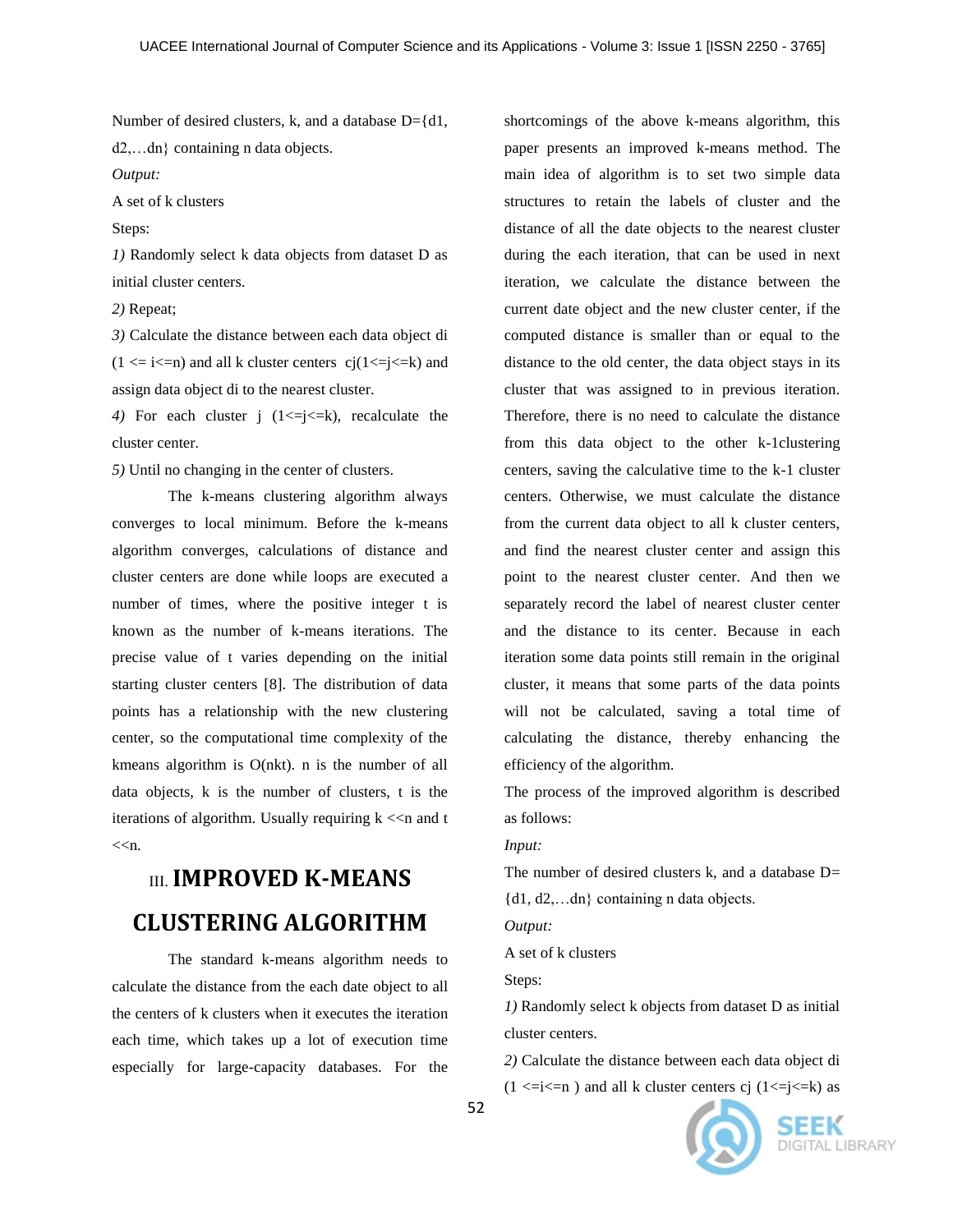Number of desired clusters, k, and a database D={d1, d2,…dn} containing n data objects.

*Output:*

A set of k clusters

Steps:

*1)* Randomly select k data objects from dataset D as initial cluster centers.

*2)* Repeat;

*3)* Calculate the distance between each data object di ($1 <= i<=n$) and all k cluster centers cj($1<=j<=k$) and assign data object di to the nearest cluster.

*4)* For each cluster j ($1<=j<=k$), recalculate the cluster center.

*5)* Until no changing in the center of clusters.

The k-means clustering algorithm always converges to local minimum. Before the k-means algorithm converges, calculations of distance and cluster centers are done while loops are executed a number of times, where the positive integer t is known as the number of k-means iterations. The precise value of t varies depending on the initial starting cluster centers [8]. The distribution of data points has a relationship with the new clustering center, so the computational time complexity of the kmeans algorithm is O(nkt). n is the number of all data objects, k is the number of clusters, t is the iterations of algorithm. Usually requiring k <<n and t <<n.

# III. IMPROVED K-MEANS CLUSTERING ALGORITHM

The standard k-means algorithm needs to calculate the distance from the each date object to all the centers of k clusters when it executes the iteration each time, which takes up a lot of execution time especially for large-capacity databases. For the shortcomings of the above k-means algorithm, this paper presents an improved k-means method. The main idea of algorithm is to set two simple data structures to retain the labels of cluster and the distance of all the date objects to the nearest cluster during the each iteration, that can be used in next iteration, we calculate the distance between the current date object and the new cluster center, if the computed distance is smaller than or equal to the distance to the old center, the data object stays in its cluster that was assigned to in previous iteration. Therefore, there is no need to calculate the distance from this data object to the other k-1clustering centers, saving the calculative time to the k-1 cluster centers. Otherwise, we must calculate the distance from the current data object to all k cluster centers, and find the nearest cluster center and assign this point to the nearest cluster center. And then we separately record the label of nearest cluster center and the distance to its center. Because in each iteration some data points still remain in the original cluster, it means that some parts of the data points will not be calculated, saving a total time of calculating the distance, thereby enhancing the efficiency of the algorithm.

The process of the improved algorithm is described as follows:

*Input:*

The number of desired clusters k, and a database D={d1, d2,…dn} containing n data objects.

*Output:*

A set of k clusters

Steps:

*1)* Randomly select k objects from dataset D as initial cluster centers.

*2)* Calculate the distance between each data object di ($1 <=i<=n$ ) and all k cluster centers cj ($1<=j<=k$) as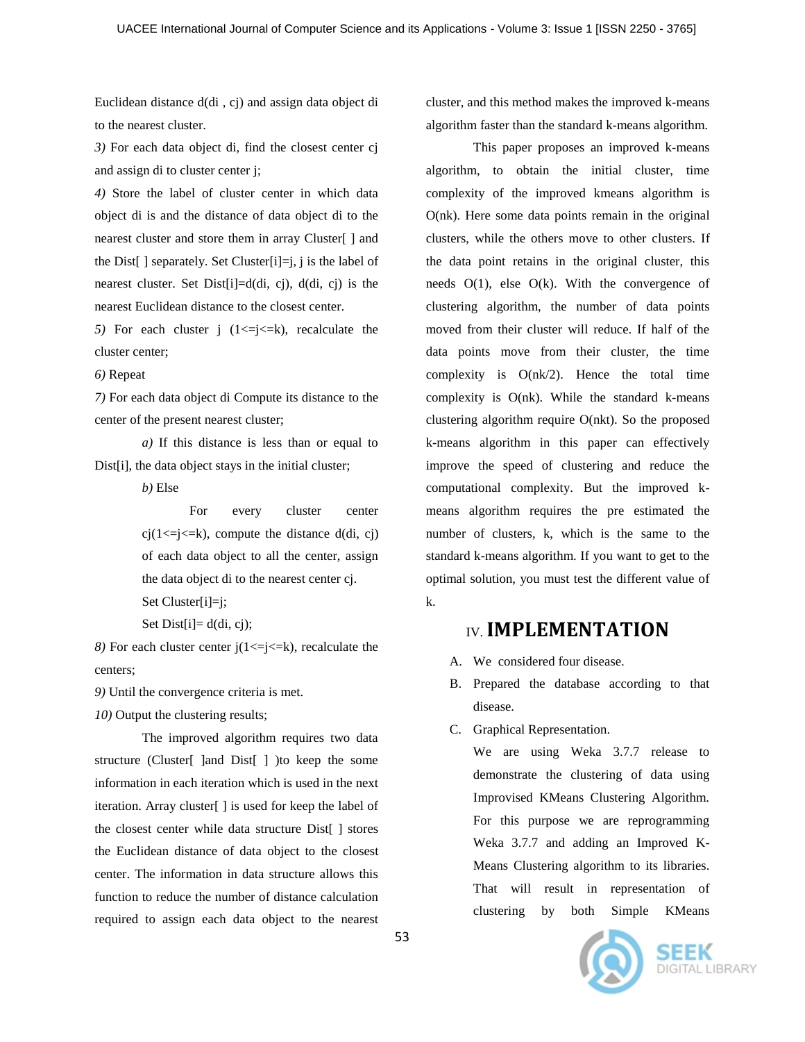Euclidean distance d(di , cj) and assign data object di to the nearest cluster.

*3)* For each data object di, find the closest center cj and assign di to cluster center j;

*4)* Store the label of cluster center in which data object di is and the distance of data object di to the nearest cluster and store them in array Cluster[ ] and the Dist[ ] separately. Set Cluster[i]=j, j is the label of nearest cluster. Set Dist[i]=d(di, cj), d(di, cj) is the nearest Euclidean distance to the closest center.

*5)* For each cluster j (1<=j<=k), recalculate the cluster center;

*6)* Repeat

*7)* For each data object di Compute its distance to the center of the present nearest cluster;

*a)* If this distance is less than or equal to Dist[i], the data object stays in the initial cluster;

*b)* Else

For every cluster center cj(1<=j<=k), compute the distance d(di, cj) of each data object to all the center, assign the data object di to the nearest center cj.

Set Cluster[i]=j;

Set Dist[i]= d(di, cj);

*8)* For each cluster center j(1<=j<=k), recalculate the centers;

*9)* Until the convergence criteria is met.

*10)* Output the clustering results;

The improved algorithm requires two data structure (Cluster[ ]and Dist[ ] )to keep the some information in each iteration which is used in the next iteration. Array cluster[ ] is used for keep the label of the closest center while data structure Dist[ ] stores the Euclidean distance of data object to the closest center. The information in data structure allows this function to reduce the number of distance calculation required to assign each data object to the nearest cluster, and this method makes the improved k-means algorithm faster than the standard k-means algorithm.

This paper proposes an improved k-means algorithm, to obtain the initial cluster, time complexity of the improved kmeans algorithm is O(nk). Here some data points remain in the original clusters, while the others move to other clusters. If the data point retains in the original cluster, this needs O(1), else O(k). With the convergence of clustering algorithm, the number of data points moved from their cluster will reduce. If half of the data points move from their cluster, the time complexity is O(nk/2). Hence the total time complexity is O(nk). While the standard k-means clustering algorithm require O(nkt). So the proposed k-means algorithm in this paper can effectively improve the speed of clustering and reduce the computational complexity. But the improved k-means algorithm requires the pre estimated the number of clusters, k, which is the same to the standard k-means algorithm. If you want to get to the optimal solution, you must test the different value of k.

## IV. IMPLEMENTATION

A. We considered four disease.

B. Prepared the database according to that disease.

C. Graphical Representation.

We are using Weka 3.7.7 release to demonstrate the clustering of data using Improvised KMeans Clustering Algorithm. For this purpose we are reprogramming Weka 3.7.7 and adding an Improved K-Means Clustering algorithm to its libraries. That will result in representation of clustering by both Simple KMeans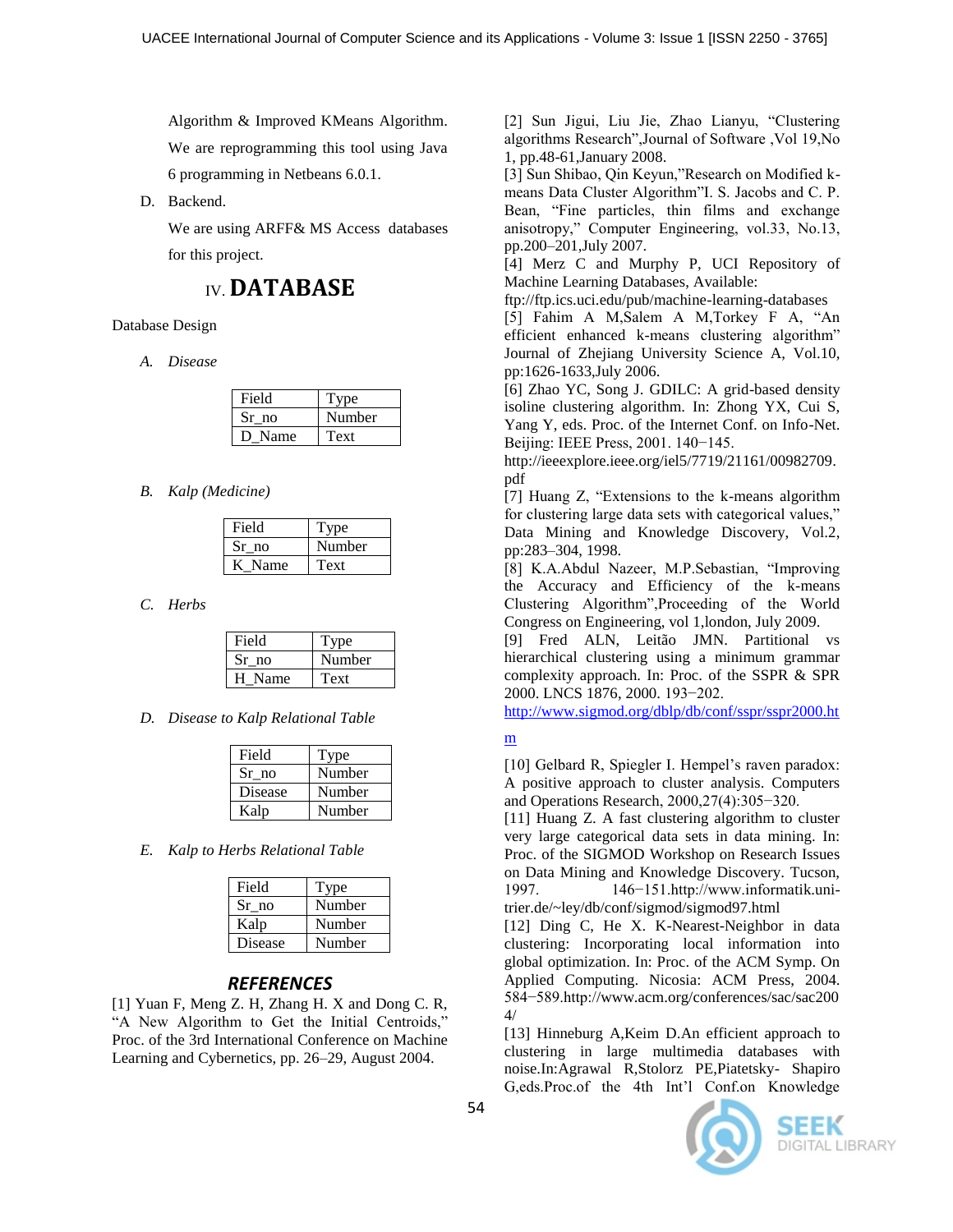Algorithm & Improved KMeans Algorithm. We are reprogramming this tool using Java 6 programming in Netbeans 6.0.1.

D. Backend.

We are using ARFF& MS Access databases for this project.

# IV. DATABASE

Database Design

*A. Disease*

| Field | Type |
|---|---|
| Sr_no | Number |
| D_Name | Text |

*B. Kalp (Medicine)*

| Field | Type |
|---|---|
| Sr_no | Number |
| K_Name | Text |

*C. Herbs*

| Field | Type |
|---|---|
| Sr_no | Number |
| H_Name | Text |

*D. Disease to Kalp Relational Table*

| Field | Type |
|---|---|
| Sr_no | Number |
| Disease | Number |
| Kalp | Number |

*E. Kalp to Herbs Relational Table*

| Field | Type |
|---|---|
| Sr_no | Number |
| Kalp | Number |
| Disease | Number |

## REFERENCES

[1] Yuan F, Meng Z. H, Zhang H. X and Dong C. R, "A New Algorithm to Get the Initial Centroids," Proc. of the 3rd International Conference on Machine Learning and Cybernetics, pp. 26–29, August 2004.

[2] Sun Jigui, Liu Jie, Zhao Lianyu, "Clustering algorithms Research",Journal of Software ,Vol 19,No 1, pp.48-61,January 2008.

[3] Sun Shibao, Qin Keyun,"Research on Modified k-means Data Cluster Algorithm"I. S. Jacobs and C. P. Bean, "Fine particles, thin films and exchange anisotropy," Computer Engineering, vol.33, No.13, pp.200–201,July 2007.

[4] Merz C and Murphy P, UCI Repository of Machine Learning Databases, Available: ftp://ftp.ics.uci.edu/pub/machine-learning-databases

[5] Fahim A M,Salem A M,Torkey F A, "An efficient enhanced k-means clustering algorithm" Journal of Zhejiang University Science A, Vol.10, pp:1626-1633,July 2006.

[6] Zhao YC, Song J. GDILC: A grid-based density isoline clustering algorithm. In: Zhong YX, Cui S, Yang Y, eds. Proc. of the Internet Conf. on Info-Net. Beijing: IEEE Press, 2001. 140−145. http://ieeexplore.ieee.org/iel5/7719/21161/00982709.pdf

[7] Huang Z, "Extensions to the k-means algorithm for clustering large data sets with categorical values," Data Mining and Knowledge Discovery, Vol.2, pp:283–304, 1998.

[8] K.A.Abdul Nazeer, M.P.Sebastian, "Improving the Accuracy and Efficiency of the k-means Clustering Algorithm",Proceeding of the World Congress on Engineering, vol 1,london, July 2009.

[9] Fred ALN, Leitão JMN. Partitional vs hierarchical clustering using a minimum grammar complexity approach. In: Proc. of the SSPR & SPR 2000. LNCS 1876, 2000. 193−202. http://www.sigmod.org/dblp/db/conf/sspr/sspr2000.htm

[10] Gelbard R, Spiegler I. Hempel's raven paradox: A positive approach to cluster analysis. Computers and Operations Research, 2000,27(4):305−320.

[11] Huang Z. A fast clustering algorithm to cluster very large categorical data sets in data mining. In: Proc. of the SIGMOD Workshop on Research Issues on Data Mining and Knowledge Discovery. Tucson, 1997. 146−151.http://www.informatik.uni-trier.de/~ley/db/conf/sigmod/sigmod97.html

[12] Ding C, He X. K-Nearest-Neighbor in data clustering: Incorporating local information into global optimization. In: Proc. of the ACM Symp. On Applied Computing. Nicosia: ACM Press, 2004. 584−589.http://www.acm.org/conferences/sac/sac2004/

[13] Hinneburg A,Keim D.An efficient approach to clustering in large multimedia databases with noise.In:Agrawal R,Stolorz PE,Piatetsky- Shapiro G,eds.Proc.of the 4th Int'l Conf.on Knowledge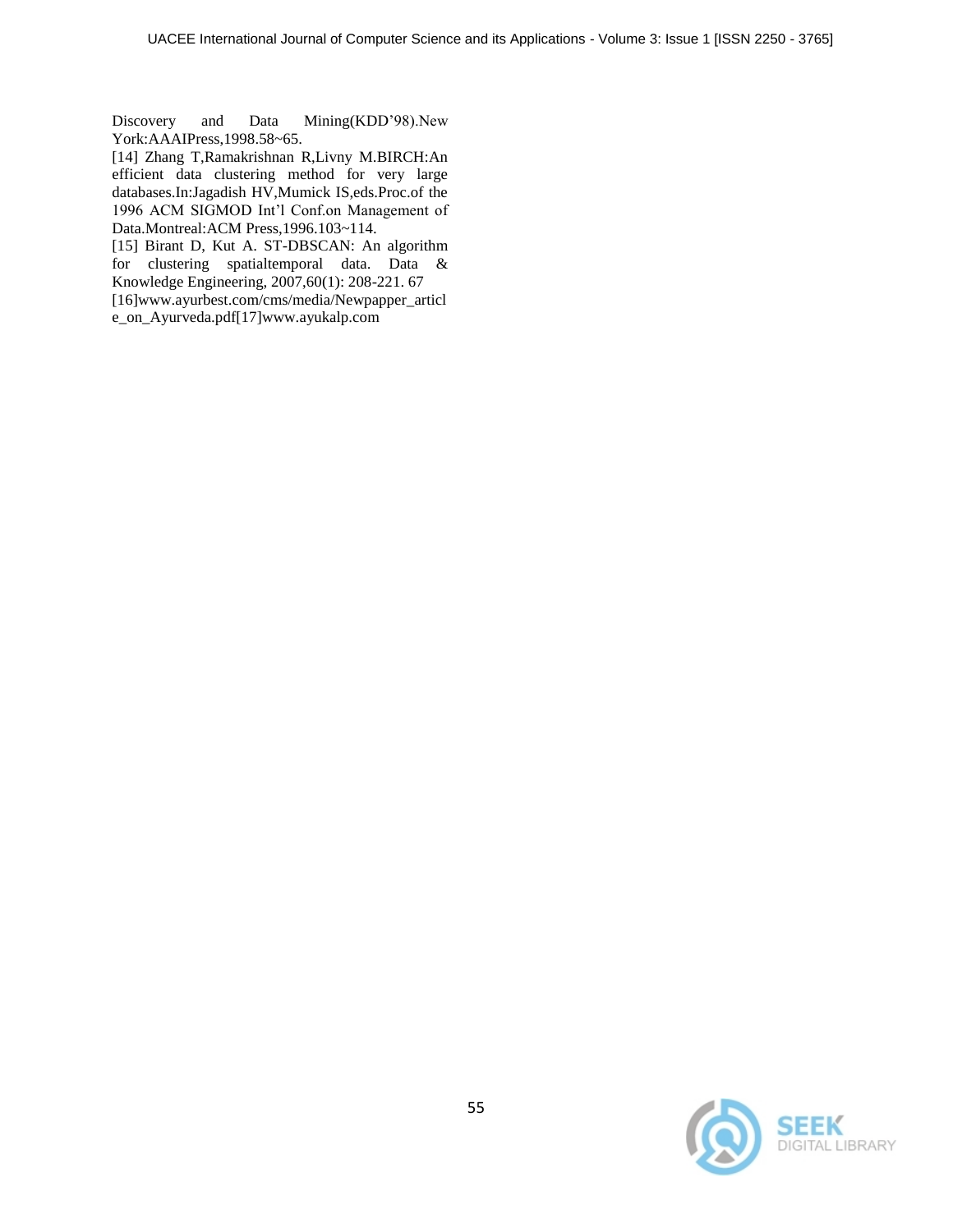Discovery and Data Mining(KDD'98).New York:AAAIPress,1998.58~65.

[14] Zhang T,Ramakrishnan R,Livny M.BIRCH:An efficient data clustering method for very large databases.In:Jagadish HV,Mumick IS,eds.Proc.of the 1996 ACM SIGMOD Int'l Conf.on Management of Data.Montreal:ACM Press,1996.103~114.

[15] Birant D, Kut A. ST-DBSCAN: An algorithm for clustering spatialtemporal data. Data & Knowledge Engineering, 2007,60(1): 208-221. 67

[16]www.ayurbest.com/cms/media/Newpapper_article_on_Ayurveda.pdf[17]www.ayukalp.com